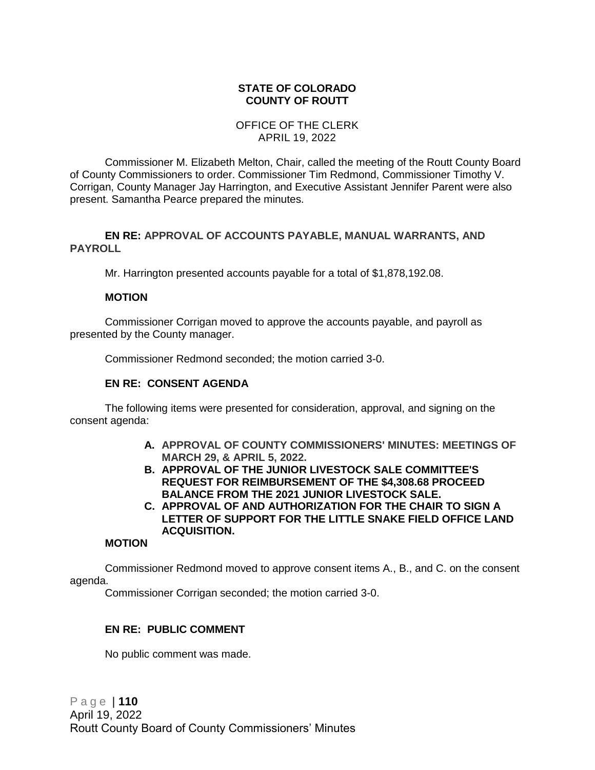**STATE OF COLORADO**
**COUNTY OF ROUTT**

OFFICE OF THE CLERK
APRIL 19, 2022

Commissioner M. Elizabeth Melton, Chair, called the meeting of the Routt County Board of County Commissioners to order. Commissioner Tim Redmond, Commissioner Timothy V. Corrigan, County Manager Jay Harrington, and Executive Assistant Jennifer Parent were also present. Samantha Pearce prepared the minutes.

**EN RE: APPROVAL OF ACCOUNTS PAYABLE, MANUAL WARRANTS, AND PAYROLL**

Mr. Harrington presented accounts payable for a total of $1,878,192.08.

**MOTION**

Commissioner Corrigan moved to approve the accounts payable, and payroll as presented by the County manager.

Commissioner Redmond seconded; the motion carried 3-0.

**EN RE: CONSENT AGENDA**

The following items were presented for consideration, approval, and signing on the consent agenda:

- **A. APPROVAL OF COUNTY COMMISSIONERS' MINUTES: MEETINGS OF MARCH 29, & APRIL 5, 2022.**
- **B. APPROVAL OF THE JUNIOR LIVESTOCK SALE COMMITTEE'S REQUEST FOR REIMBURSEMENT OF THE $4,308.68 PROCEED BALANCE FROM THE 2021 JUNIOR LIVESTOCK SALE.**
- **C. APPROVAL OF AND AUTHORIZATION FOR THE CHAIR TO SIGN A LETTER OF SUPPORT FOR THE LITTLE SNAKE FIELD OFFICE LAND ACQUISITION.**

**MOTION**

Commissioner Redmond moved to approve consent items A., B., and C. on the consent agenda.

Commissioner Corrigan seconded; the motion carried 3-0.

**EN RE: PUBLIC COMMENT**

No public comment was made.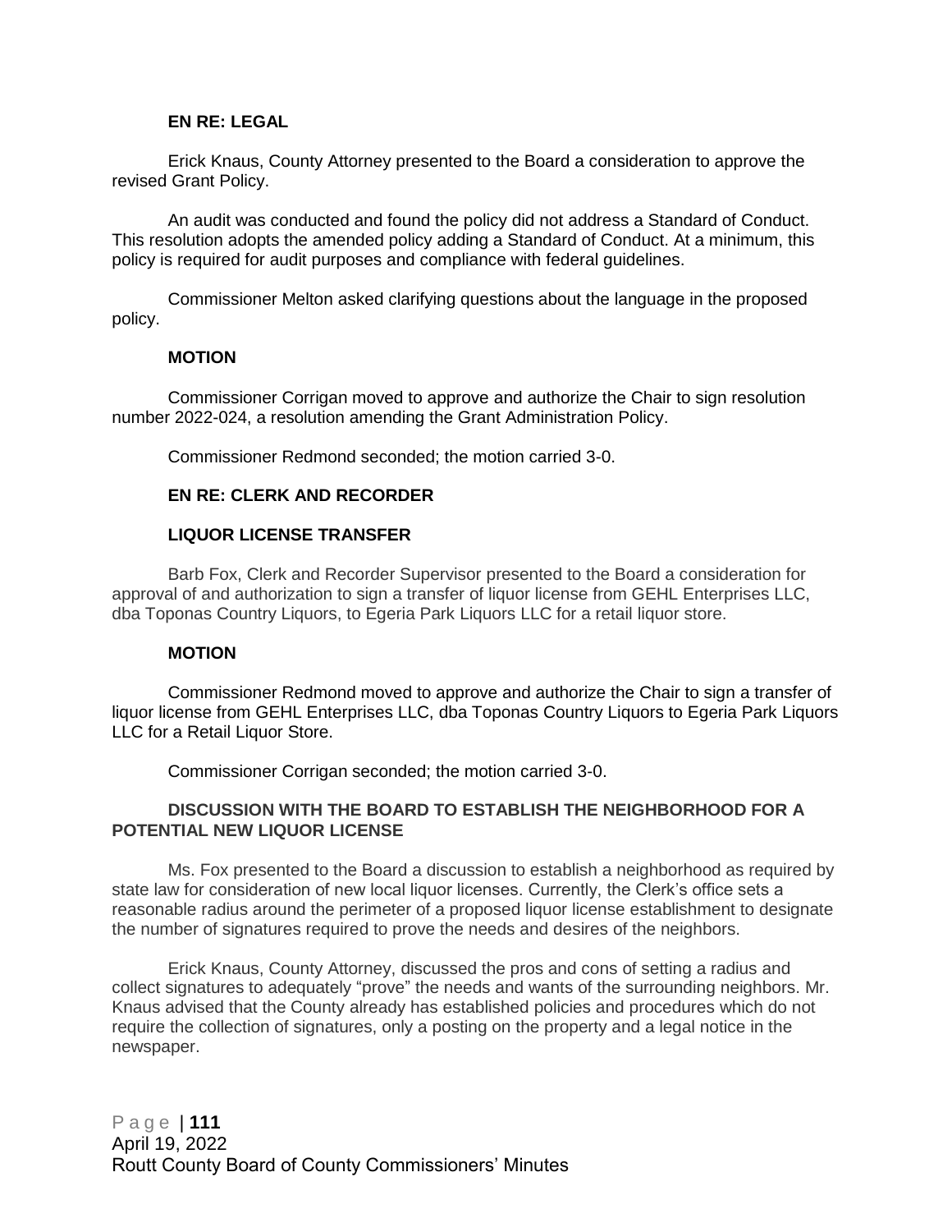**EN RE: LEGAL**

Erick Knaus, County Attorney presented to the Board a consideration to approve the revised Grant Policy.

An audit was conducted and found the policy did not address a Standard of Conduct. This resolution adopts the amended policy adding a Standard of Conduct. At a minimum, this policy is required for audit purposes and compliance with federal guidelines.

Commissioner Melton asked clarifying questions about the language in the proposed policy.

**MOTION**

Commissioner Corrigan moved to approve and authorize the Chair to sign resolution number 2022-024, a resolution amending the Grant Administration Policy.

Commissioner Redmond seconded; the motion carried 3-0.

**EN RE: CLERK AND RECORDER**

**LIQUOR LICENSE TRANSFER**

Barb Fox, Clerk and Recorder Supervisor presented to the Board a consideration for approval of and authorization to sign a transfer of liquor license from GEHL Enterprises LLC, dba Toponas Country Liquors, to Egeria Park Liquors LLC for a retail liquor store.

**MOTION**

Commissioner Redmond moved to approve and authorize the Chair to sign a transfer of liquor license from GEHL Enterprises LLC, dba Toponas Country Liquors to Egeria Park Liquors LLC for a Retail Liquor Store.

Commissioner Corrigan seconded; the motion carried 3-0.

**DISCUSSION WITH THE BOARD TO ESTABLISH THE NEIGHBORHOOD FOR A POTENTIAL NEW LIQUOR LICENSE**

Ms. Fox presented to the Board a discussion to establish a neighborhood as required by state law for consideration of new local liquor licenses. Currently, the Clerk's office sets a reasonable radius around the perimeter of a proposed liquor license establishment to designate the number of signatures required to prove the needs and desires of the neighbors.

Erick Knaus, County Attorney, discussed the pros and cons of setting a radius and collect signatures to adequately "prove" the needs and wants of the surrounding neighbors. Mr. Knaus advised that the County already has established policies and procedures which do not require the collection of signatures, only a posting on the property and a legal notice in the newspaper.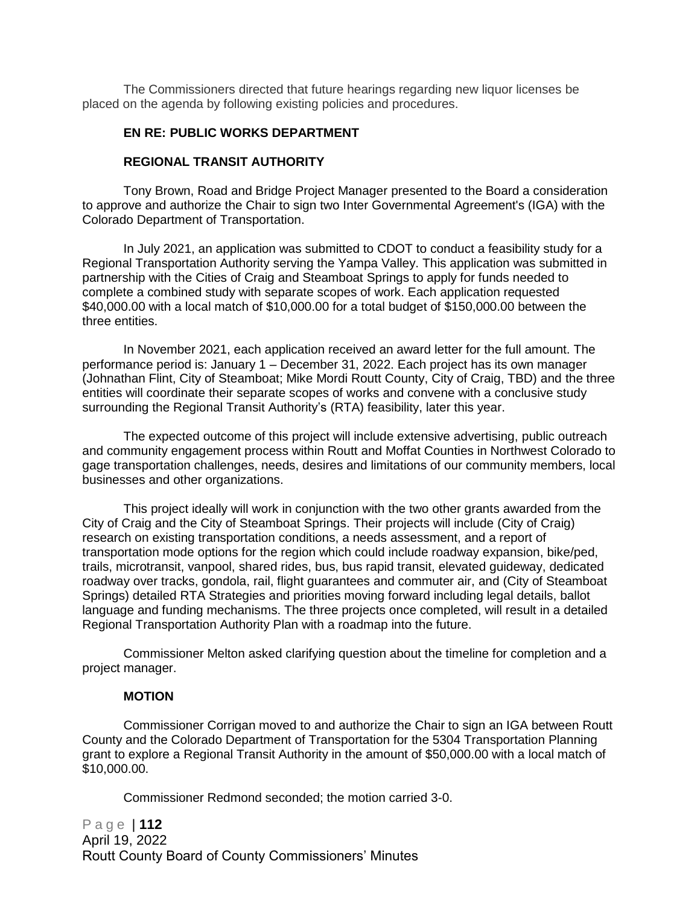The Commissioners directed that future hearings regarding new liquor licenses be placed on the agenda by following existing policies and procedures.

**EN RE: PUBLIC WORKS DEPARTMENT**

**REGIONAL TRANSIT AUTHORITY**

Tony Brown, Road and Bridge Project Manager presented to the Board a consideration to approve and authorize the Chair to sign two Inter Governmental Agreement's (IGA) with the Colorado Department of Transportation.

In July 2021, an application was submitted to CDOT to conduct a feasibility study for a Regional Transportation Authority serving the Yampa Valley. This application was submitted in partnership with the Cities of Craig and Steamboat Springs to apply for funds needed to complete a combined study with separate scopes of work. Each application requested $40,000.00 with a local match of $10,000.00 for a total budget of $150,000.00 between the three entities.

In November 2021, each application received an award letter for the full amount. The performance period is: January 1 – December 31, 2022. Each project has its own manager (Johnathan Flint, City of Steamboat; Mike Mordi Routt County, City of Craig, TBD) and the three entities will coordinate their separate scopes of works and convene with a conclusive study surrounding the Regional Transit Authority's (RTA) feasibility, later this year.

The expected outcome of this project will include extensive advertising, public outreach and community engagement process within Routt and Moffat Counties in Northwest Colorado to gage transportation challenges, needs, desires and limitations of our community members, local businesses and other organizations.

This project ideally will work in conjunction with the two other grants awarded from the City of Craig and the City of Steamboat Springs. Their projects will include (City of Craig) research on existing transportation conditions, a needs assessment, and a report of transportation mode options for the region which could include roadway expansion, bike/ped, trails, microtransit, vanpool, shared rides, bus, bus rapid transit, elevated guideway, dedicated roadway over tracks, gondola, rail, flight guarantees and commuter air, and (City of Steamboat Springs) detailed RTA Strategies and priorities moving forward including legal details, ballot language and funding mechanisms. The three projects once completed, will result in a detailed Regional Transportation Authority Plan with a roadmap into the future.

Commissioner Melton asked clarifying question about the timeline for completion and a project manager.

**MOTION**

Commissioner Corrigan moved to and authorize the Chair to sign an IGA between Routt County and the Colorado Department of Transportation for the 5304 Transportation Planning grant to explore a Regional Transit Authority in the amount of $50,000.00 with a local match of $10,000.00.

Commissioner Redmond seconded; the motion carried 3-0.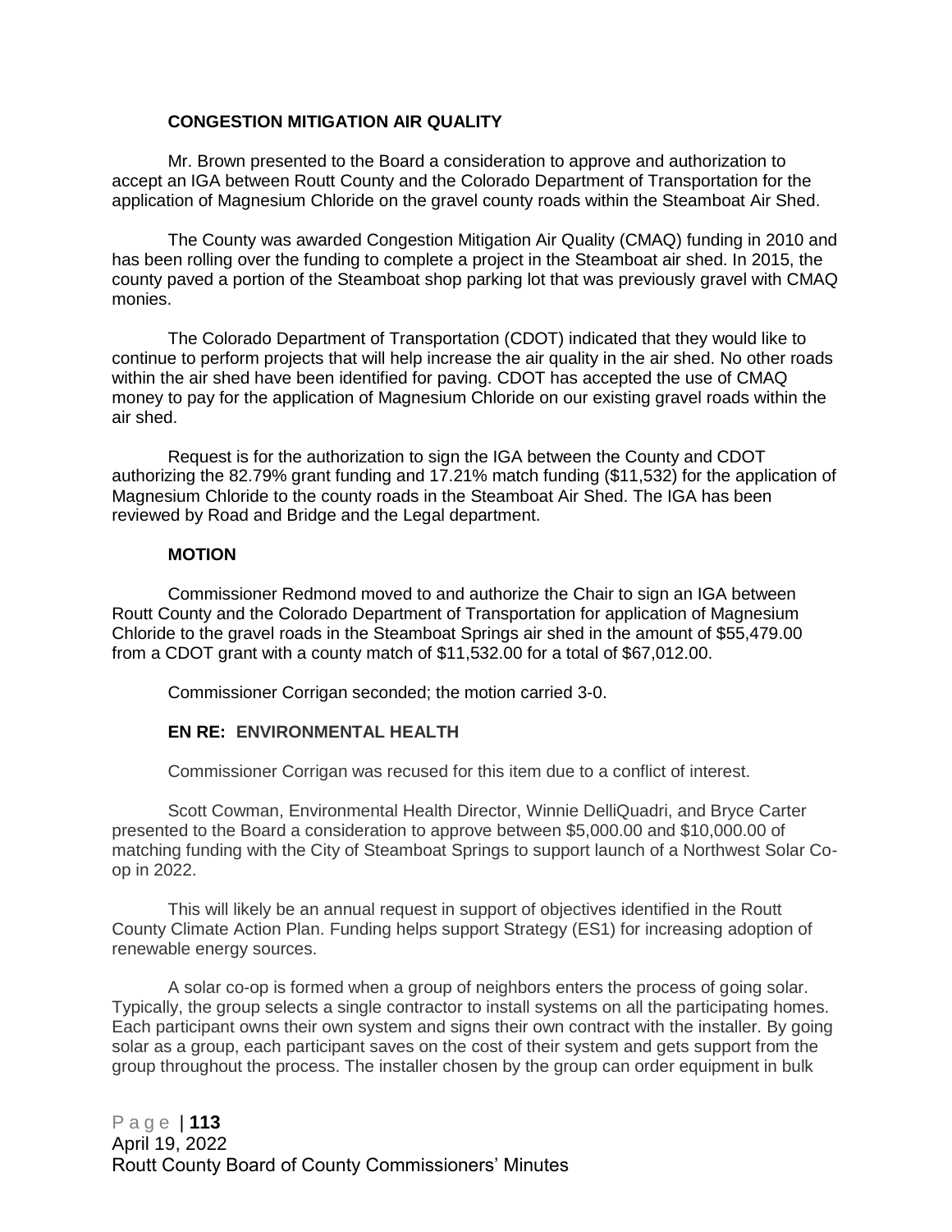**CONGESTION MITIGATION AIR QUALITY**

Mr. Brown presented to the Board a consideration to approve and authorization to accept an IGA between Routt County and the Colorado Department of Transportation for the application of Magnesium Chloride on the gravel county roads within the Steamboat Air Shed.

The County was awarded Congestion Mitigation Air Quality (CMAQ) funding in 2010 and has been rolling over the funding to complete a project in the Steamboat air shed. In 2015, the county paved a portion of the Steamboat shop parking lot that was previously gravel with CMAQ monies.

The Colorado Department of Transportation (CDOT) indicated that they would like to continue to perform projects that will help increase the air quality in the air shed. No other roads within the air shed have been identified for paving. CDOT has accepted the use of CMAQ money to pay for the application of Magnesium Chloride on our existing gravel roads within the air shed.

Request is for the authorization to sign the IGA between the County and CDOT authorizing the 82.79% grant funding and 17.21% match funding ($11,532) for the application of Magnesium Chloride to the county roads in the Steamboat Air Shed. The IGA has been reviewed by Road and Bridge and the Legal department.

**MOTION**

Commissioner Redmond moved to and authorize the Chair to sign an IGA between Routt County and the Colorado Department of Transportation for application of Magnesium Chloride to the gravel roads in the Steamboat Springs air shed in the amount of $55,479.00 from a CDOT grant with a county match of $11,532.00 for a total of $67,012.00.

Commissioner Corrigan seconded; the motion carried 3-0.

**EN RE: ENVIRONMENTAL HEALTH**

Commissioner Corrigan was recused for this item due to a conflict of interest.

Scott Cowman, Environmental Health Director, Winnie DelliQuadri, and Bryce Carter presented to the Board a consideration to approve between $5,000.00 and $10,000.00 of matching funding with the City of Steamboat Springs to support launch of a Northwest Solar Co-op in 2022.

This will likely be an annual request in support of objectives identified in the Routt County Climate Action Plan. Funding helps support Strategy (ES1) for increasing adoption of renewable energy sources.

A solar co-op is formed when a group of neighbors enters the process of going solar. Typically, the group selects a single contractor to install systems on all the participating homes. Each participant owns their own system and signs their own contract with the installer. By going solar as a group, each participant saves on the cost of their system and gets support from the group throughout the process. The installer chosen by the group can order equipment in bulk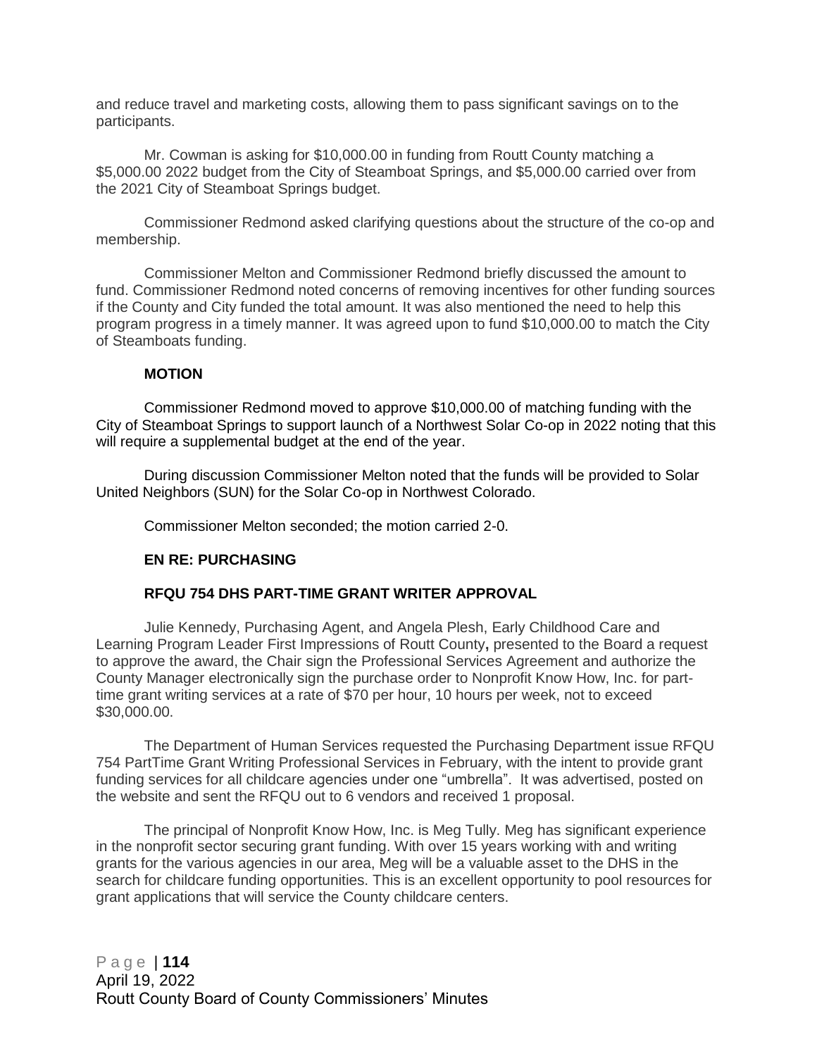and reduce travel and marketing costs, allowing them to pass significant savings on to the participants.

Mr. Cowman is asking for $10,000.00 in funding from Routt County matching a $5,000.00 2022 budget from the City of Steamboat Springs, and $5,000.00 carried over from the 2021 City of Steamboat Springs budget.

Commissioner Redmond asked clarifying questions about the structure of the co-op and membership.

Commissioner Melton and Commissioner Redmond briefly discussed the amount to fund. Commissioner Redmond noted concerns of removing incentives for other funding sources if the County and City funded the total amount. It was also mentioned the need to help this program progress in a timely manner. It was agreed upon to fund $10,000.00 to match the City of Steamboats funding.

**MOTION**

Commissioner Redmond moved to approve $10,000.00 of matching funding with the City of Steamboat Springs to support launch of a Northwest Solar Co-op in 2022 noting that this will require a supplemental budget at the end of the year.

During discussion Commissioner Melton noted that the funds will be provided to Solar United Neighbors (SUN) for the Solar Co-op in Northwest Colorado.

Commissioner Melton seconded; the motion carried 2-0.

**EN RE: PURCHASING**

**RFQU 754 DHS PART-TIME GRANT WRITER APPROVAL**

Julie Kennedy, Purchasing Agent, and Angela Plesh, Early Childhood Care and Learning Program Leader First Impressions of Routt County**,** presented to the Board a request to approve the award, the Chair sign the Professional Services Agreement and authorize the County Manager electronically sign the purchase order to Nonprofit Know How, Inc. for part-time grant writing services at a rate of $70 per hour, 10 hours per week, not to exceed $30,000.00.

The Department of Human Services requested the Purchasing Department issue RFQU 754 PartTime Grant Writing Professional Services in February, with the intent to provide grant funding services for all childcare agencies under one "umbrella". It was advertised, posted on the website and sent the RFQU out to 6 vendors and received 1 proposal.

The principal of Nonprofit Know How, Inc. is Meg Tully. Meg has significant experience in the nonprofit sector securing grant funding. With over 15 years working with and writing grants for the various agencies in our area, Meg will be a valuable asset to the DHS in the search for childcare funding opportunities. This is an excellent opportunity to pool resources for grant applications that will service the County childcare centers.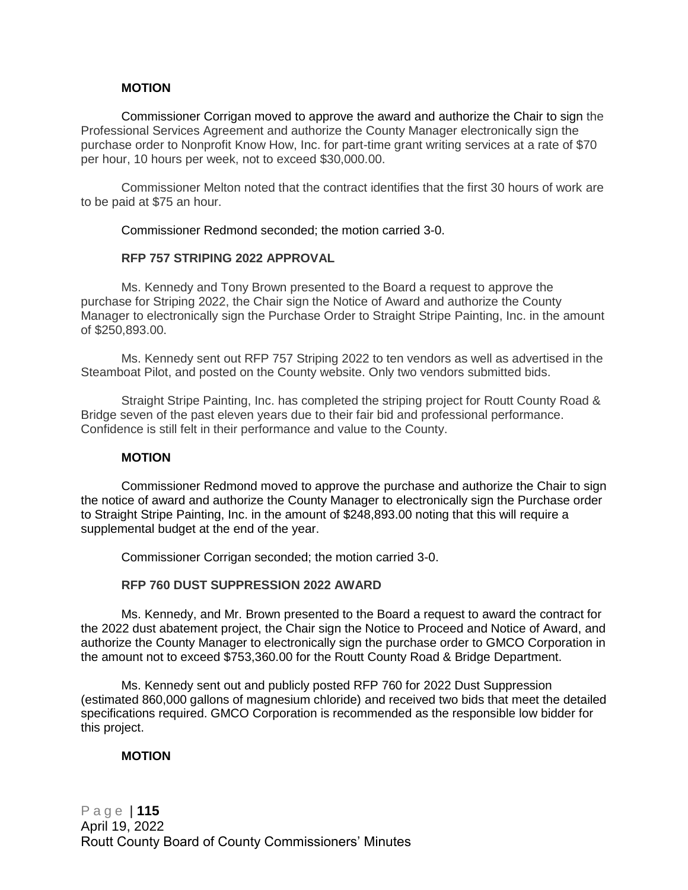**MOTION**

Commissioner Corrigan moved to approve the award and authorize the Chair to sign the Professional Services Agreement and authorize the County Manager electronically sign the purchase order to Nonprofit Know How, Inc. for part-time grant writing services at a rate of $70 per hour, 10 hours per week, not to exceed $30,000.00.

Commissioner Melton noted that the contract identifies that the first 30 hours of work are to be paid at $75 an hour.

Commissioner Redmond seconded; the motion carried 3-0.

**RFP 757 STRIPING 2022 APPROVAL**

Ms. Kennedy and Tony Brown presented to the Board a request to approve the purchase for Striping 2022, the Chair sign the Notice of Award and authorize the County Manager to electronically sign the Purchase Order to Straight Stripe Painting, Inc. in the amount of $250,893.00.

Ms. Kennedy sent out RFP 757 Striping 2022 to ten vendors as well as advertised in the Steamboat Pilot, and posted on the County website. Only two vendors submitted bids.

Straight Stripe Painting, Inc. has completed the striping project for Routt County Road & Bridge seven of the past eleven years due to their fair bid and professional performance. Confidence is still felt in their performance and value to the County.

**MOTION**

Commissioner Redmond moved to approve the purchase and authorize the Chair to sign the notice of award and authorize the County Manager to electronically sign the Purchase order to Straight Stripe Painting, Inc. in the amount of $248,893.00 noting that this will require a supplemental budget at the end of the year.

Commissioner Corrigan seconded; the motion carried 3-0.

**RFP 760 DUST SUPPRESSION 2022 AWARD**

Ms. Kennedy, and Mr. Brown presented to the Board a request to award the contract for the 2022 dust abatement project, the Chair sign the Notice to Proceed and Notice of Award, and authorize the County Manager to electronically sign the purchase order to GMCO Corporation in the amount not to exceed $753,360.00 for the Routt County Road & Bridge Department.

Ms. Kennedy sent out and publicly posted RFP 760 for 2022 Dust Suppression (estimated 860,000 gallons of magnesium chloride) and received two bids that meet the detailed specifications required. GMCO Corporation is recommended as the responsible low bidder for this project.

**MOTION**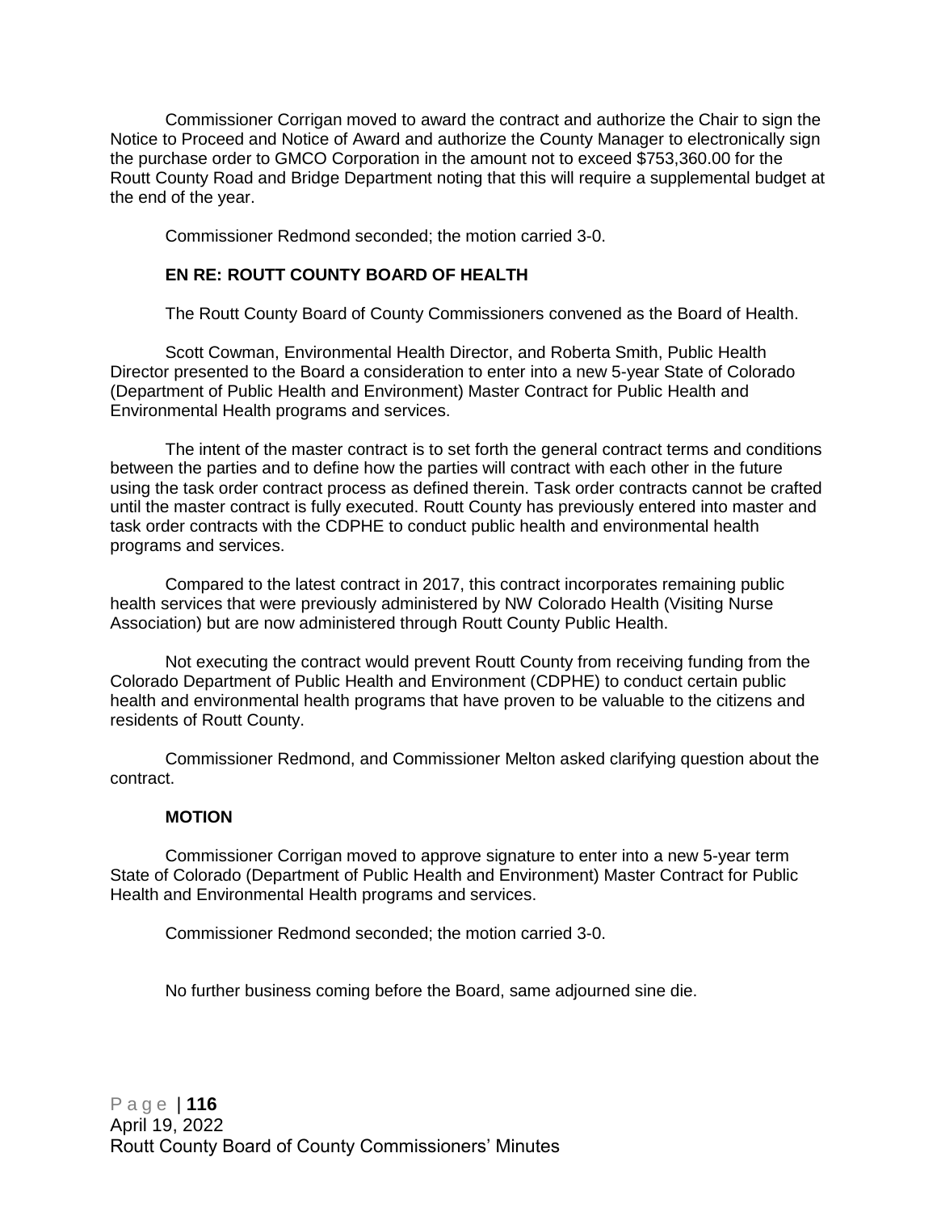Commissioner Corrigan moved to award the contract and authorize the Chair to sign the Notice to Proceed and Notice of Award and authorize the County Manager to electronically sign the purchase order to GMCO Corporation in the amount not to exceed $753,360.00 for the Routt County Road and Bridge Department noting that this will require a supplemental budget at the end of the year.

Commissioner Redmond seconded; the motion carried 3-0.

**EN RE: ROUTT COUNTY BOARD OF HEALTH**

The Routt County Board of County Commissioners convened as the Board of Health.

Scott Cowman, Environmental Health Director, and Roberta Smith, Public Health Director presented to the Board a consideration to enter into a new 5-year State of Colorado (Department of Public Health and Environment) Master Contract for Public Health and Environmental Health programs and services.

The intent of the master contract is to set forth the general contract terms and conditions between the parties and to define how the parties will contract with each other in the future using the task order contract process as defined therein. Task order contracts cannot be crafted until the master contract is fully executed. Routt County has previously entered into master and task order contracts with the CDPHE to conduct public health and environmental health programs and services.

Compared to the latest contract in 2017, this contract incorporates remaining public health services that were previously administered by NW Colorado Health (Visiting Nurse Association) but are now administered through Routt County Public Health.

Not executing the contract would prevent Routt County from receiving funding from the Colorado Department of Public Health and Environment (CDPHE) to conduct certain public health and environmental health programs that have proven to be valuable to the citizens and residents of Routt County.

Commissioner Redmond, and Commissioner Melton asked clarifying question about the contract.

**MOTION**

Commissioner Corrigan moved to approve signature to enter into a new 5-year term State of Colorado (Department of Public Health and Environment) Master Contract for Public Health and Environmental Health programs and services.

Commissioner Redmond seconded; the motion carried 3-0.

No further business coming before the Board, same adjourned sine die.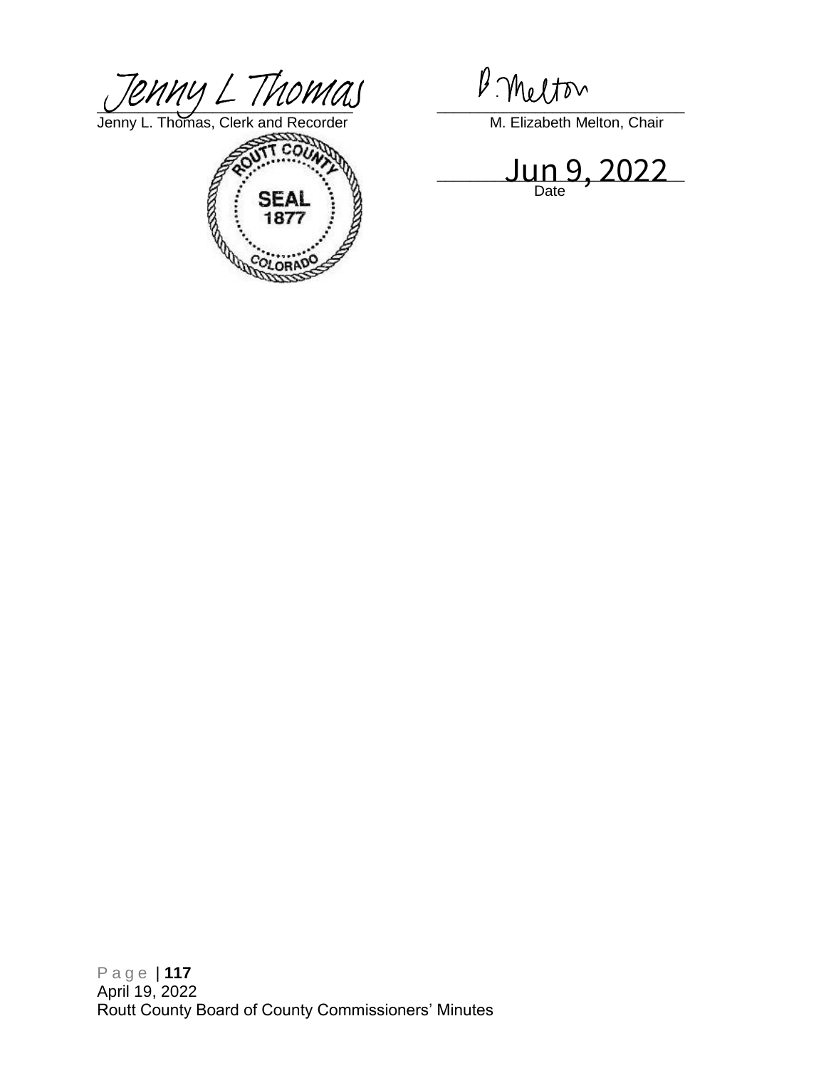Jenny L Thomas

Jenny L. Thomas, Clerk and Recorder

ROUTT COUNTY SEAL 1877 COLORADO

D. Melton

M. Elizabeth Melton, Chair

Jun 9, 2022

Date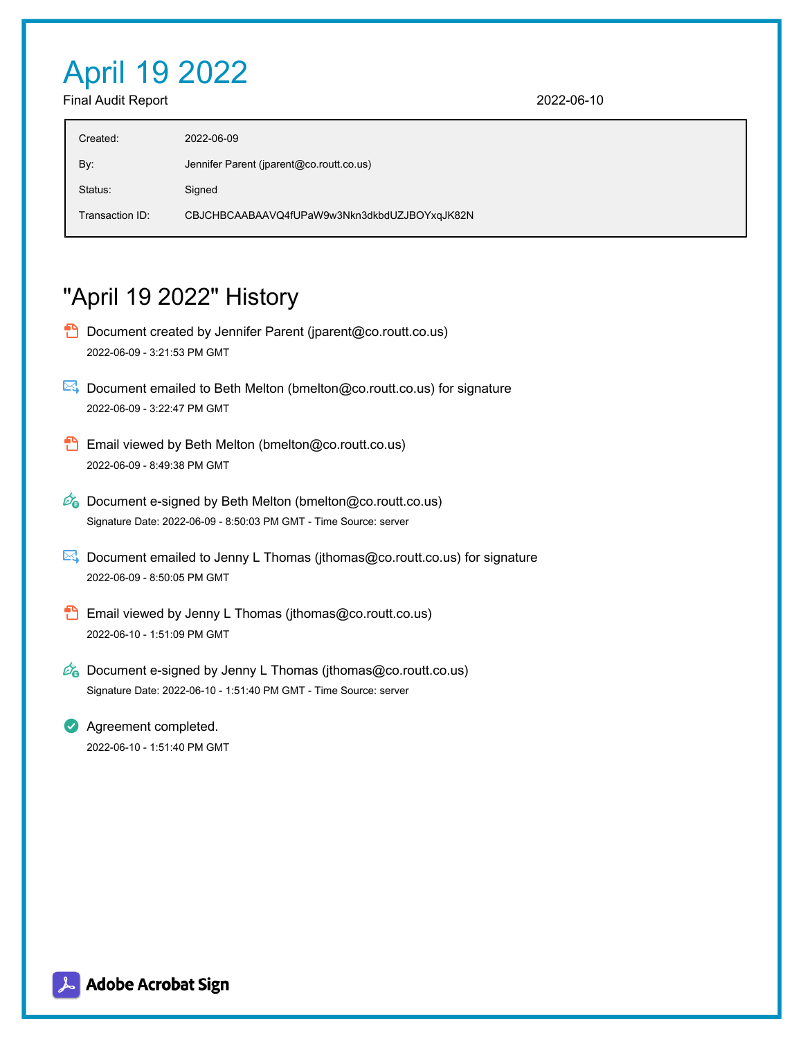# April 19 2022

Final Audit Report 2022-06-10

| | |
|---|---|
| Created: | 2022-06-09 |
| By: | Jennifer Parent (jparent@co.routt.co.us) |
| Status: | Signed |
| Transaction ID: | CBJCHBCAABAAVQ4fUPaW9w3Nkn3dkbdUZJBOYxqJK82N |

## "April 19 2022" History

- Document created by Jennifer Parent (jparent@co.routt.co.us)
  2022-06-09 - 3:21:53 PM GMT

- Document emailed to Beth Melton (bmelton@co.routt.co.us) for signature
  2022-06-09 - 3:22:47 PM GMT

- Email viewed by Beth Melton (bmelton@co.routt.co.us)
  2022-06-09 - 8:49:38 PM GMT

- Document e-signed by Beth Melton (bmelton@co.routt.co.us)
  Signature Date: 2022-06-09 - 8:50:03 PM GMT - Time Source: server

- Document emailed to Jenny L Thomas (jthomas@co.routt.co.us) for signature
  2022-06-09 - 8:50:05 PM GMT

- Email viewed by Jenny L Thomas (jthomas@co.routt.co.us)
  2022-06-10 - 1:51:09 PM GMT

- Document e-signed by Jenny L Thomas (jthomas@co.routt.co.us)
  Signature Date: 2022-06-10 - 1:51:40 PM GMT - Time Source: server

- Agreement completed.
  2022-06-10 - 1:51:40 PM GMT

Adobe Acrobat Sign